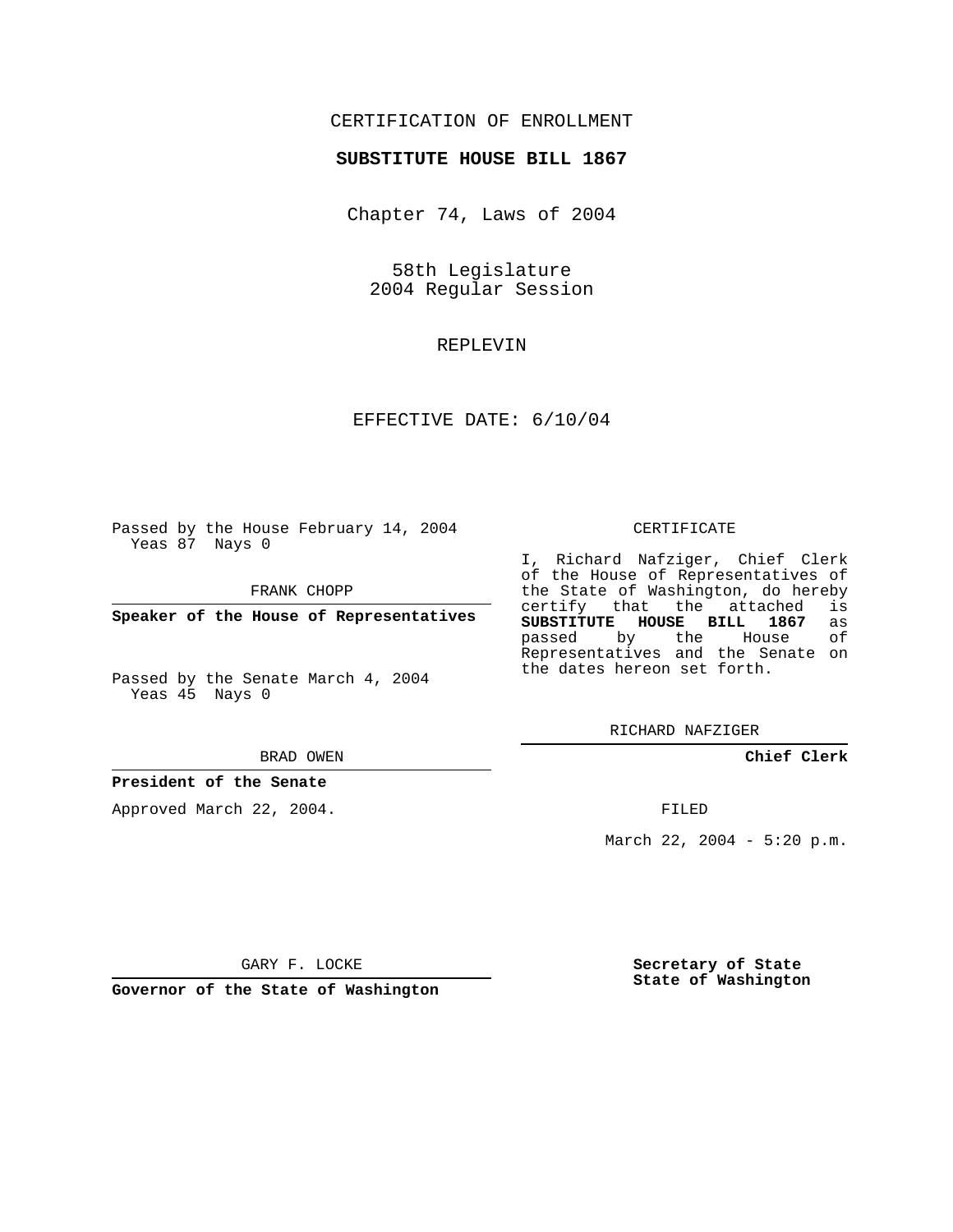CERTIFICATION OF ENROLLMENT

**SUBSTITUTE HOUSE BILL 1867**

Chapter 74, Laws of 2004

58th Legislature
2004 Regular Session

REPLEVIN

EFFECTIVE DATE: 6/10/04

Passed by the House February 14, 2004
Yeas 87 Nays 0

FRANK CHOPP

**Speaker of the House of Representatives**

Passed by the Senate March 4, 2004
Yeas 45 Nays 0

BRAD OWEN

**President of the Senate**

Approved March 22, 2004.

GARY F. LOCKE

**Governor of the State of Washington**

CERTIFICATE

I, Richard Nafziger, Chief Clerk of the House of Representatives of the State of Washington, do hereby certify that the attached is **SUBSTITUTE HOUSE BILL 1867** as passed by the House of Representatives and the Senate on the dates hereon set forth.

RICHARD NAFZIGER

**Chief Clerk**

FILED

March 22, 2004 - 5:20 p.m.

**Secretary of State**
**State of Washington**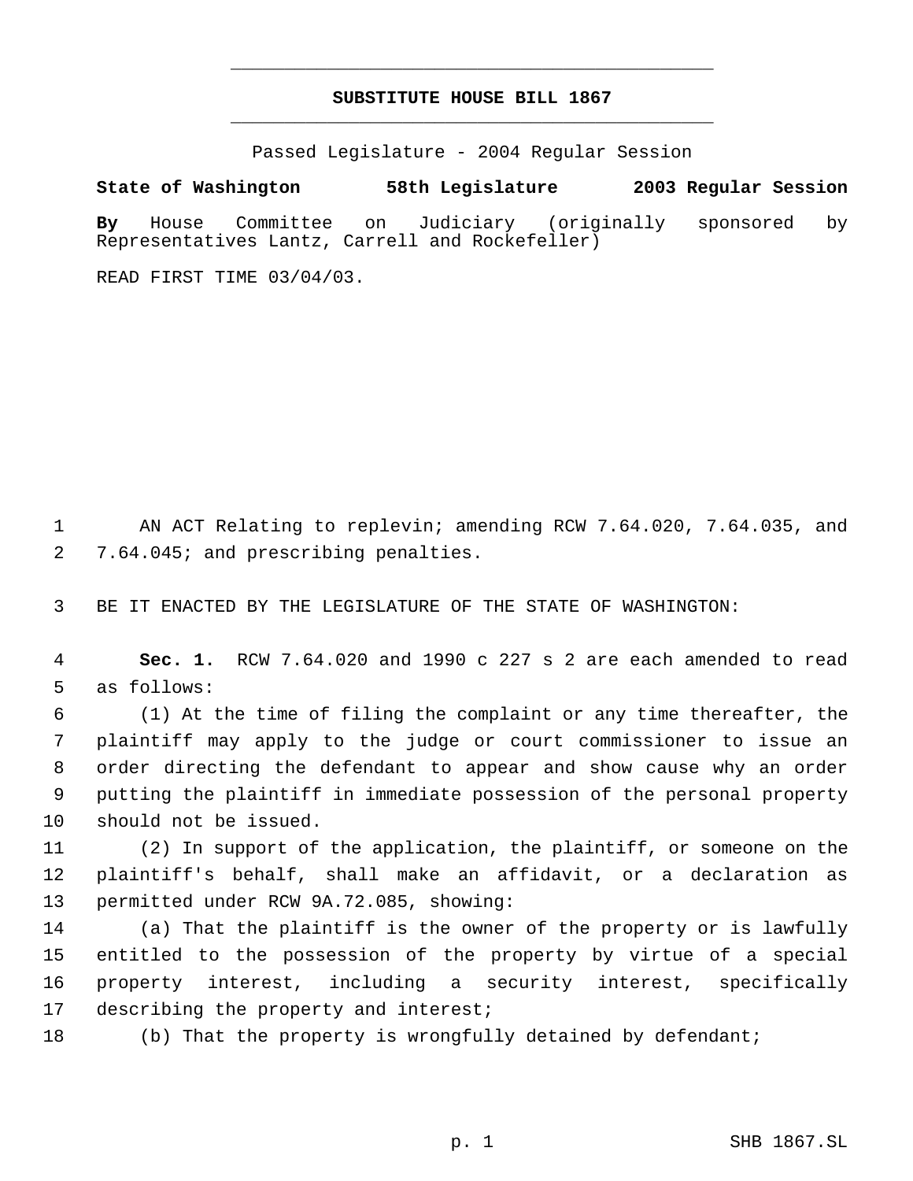# SUBSTITUTE HOUSE BILL 1867

Passed Legislature - 2004 Regular Session

**State of Washington 58th Legislature 2003 Regular Session**

**By** House Committee on Judiciary (originally sponsored by Representatives Lantz, Carrell and Rockefeller)

READ FIRST TIME 03/04/03.

AN ACT Relating to replevin; amending RCW 7.64.020, 7.64.035, and 7.64.045; and prescribing penalties.

BE IT ENACTED BY THE LEGISLATURE OF THE STATE OF WASHINGTON:

**Sec. 1.** RCW 7.64.020 and 1990 c 227 s 2 are each amended to read as follows:

(1) At the time of filing the complaint or any time thereafter, the plaintiff may apply to the judge or court commissioner to issue an order directing the defendant to appear and show cause why an order putting the plaintiff in immediate possession of the personal property should not be issued.

(2) In support of the application, the plaintiff, or someone on the plaintiff's behalf, shall make an affidavit, or a declaration as permitted under RCW 9A.72.085, showing:

(a) That the plaintiff is the owner of the property or is lawfully entitled to the possession of the property by virtue of a special property interest, including a security interest, specifically describing the property and interest;

(b) That the property is wrongfully detained by defendant;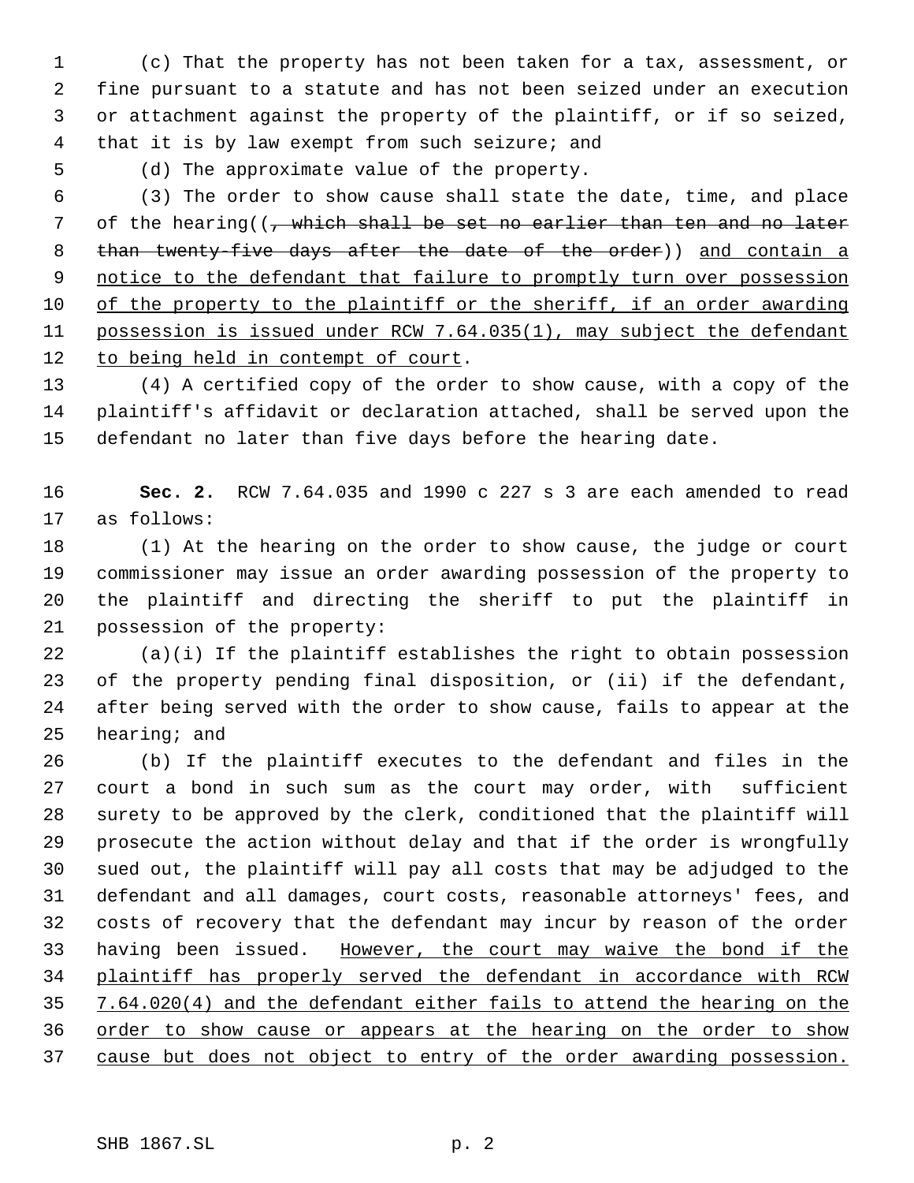(c) That the property has not been taken for a tax, assessment, or fine pursuant to a statute and has not been seized under an execution or attachment against the property of the plaintiff, or if so seized, that it is by law exempt from such seizure; and

(d) The approximate value of the property.

(3) The order to show cause shall state the date, time, and place of the hearing((~~, which shall be set no earlier than ten and no later than twenty-five days after the date of the order~~)) and contain a notice to the defendant that failure to promptly turn over possession of the property to the plaintiff or the sheriff, if an order awarding possession is issued under RCW 7.64.035(1), may subject the defendant to being held in contempt of court.

(4) A certified copy of the order to show cause, with a copy of the plaintiff's affidavit or declaration attached, shall be served upon the defendant no later than five days before the hearing date.

**Sec. 2.** RCW 7.64.035 and 1990 c 227 s 3 are each amended to read as follows:

(1) At the hearing on the order to show cause, the judge or court commissioner may issue an order awarding possession of the property to the plaintiff and directing the sheriff to put the plaintiff in possession of the property:

(a)(i) If the plaintiff establishes the right to obtain possession of the property pending final disposition, or (ii) if the defendant, after being served with the order to show cause, fails to appear at the hearing; and

(b) If the plaintiff executes to the defendant and files in the court a bond in such sum as the court may order, with sufficient surety to be approved by the clerk, conditioned that the plaintiff will prosecute the action without delay and that if the order is wrongfully sued out, the plaintiff will pay all costs that may be adjudged to the defendant and all damages, court costs, reasonable attorneys' fees, and costs of recovery that the defendant may incur by reason of the order having been issued. However, the court may waive the bond if the plaintiff has properly served the defendant in accordance with RCW 7.64.020(4) and the defendant either fails to attend the hearing on the order to show cause or appears at the hearing on the order to show cause but does not object to entry of the order awarding possession.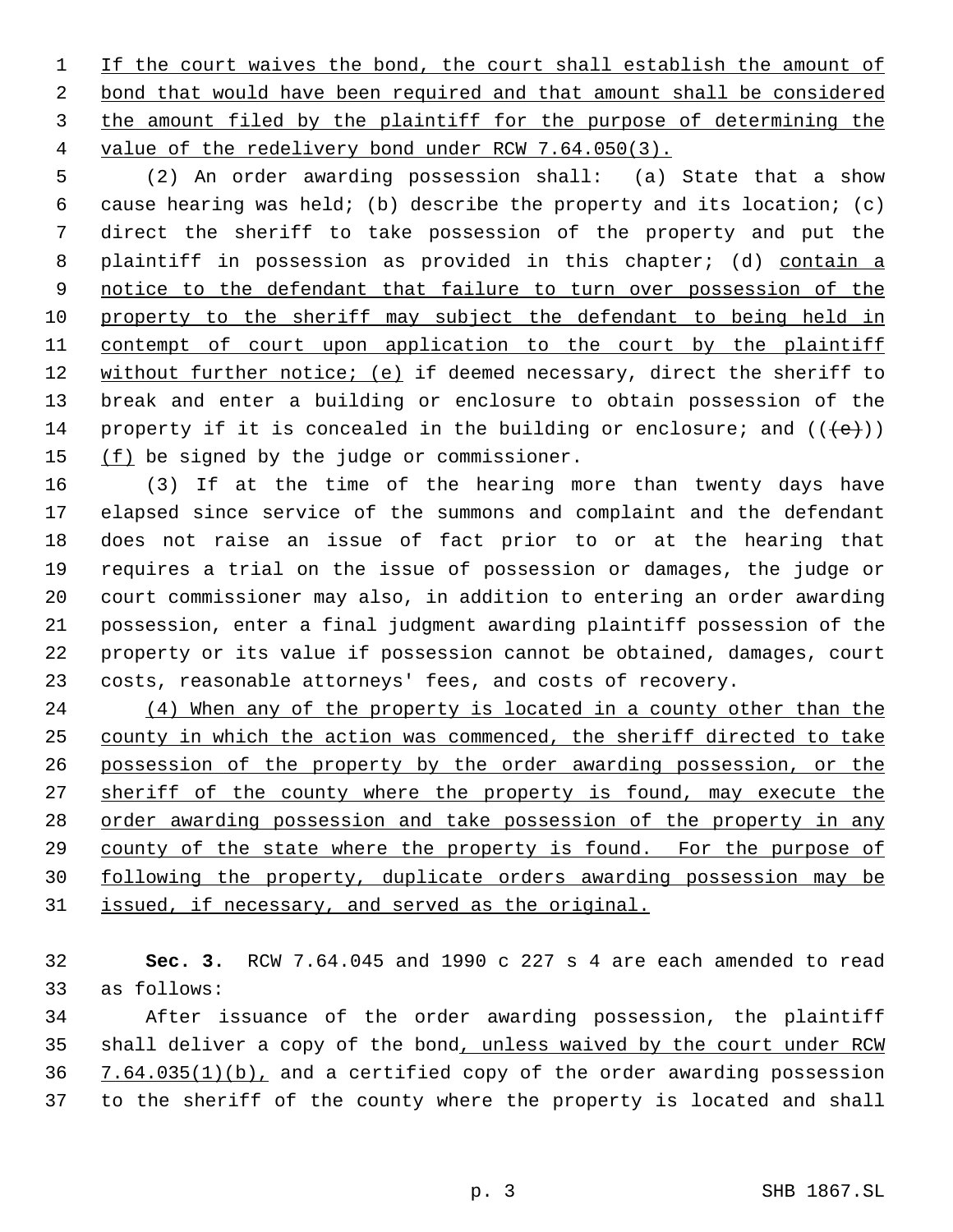If the court waives the bond, the court shall establish the amount of bond that would have been required and that amount shall be considered the amount filed by the plaintiff for the purpose of determining the value of the redelivery bond under RCW 7.64.050(3).

(2) An order awarding possession shall: (a) State that a show cause hearing was held; (b) describe the property and its location; (c) direct the sheriff to take possession of the property and put the plaintiff in possession as provided in this chapter; (d) contain a notice to the defendant that failure to turn over possession of the property to the sheriff may subject the defendant to being held in contempt of court upon application to the court by the plaintiff without further notice; (e) if deemed necessary, direct the sheriff to break and enter a building or enclosure to obtain possession of the property if it is concealed in the building or enclosure; and (((e))) (f) be signed by the judge or commissioner.

(3) If at the time of the hearing more than twenty days have elapsed since service of the summons and complaint and the defendant does not raise an issue of fact prior to or at the hearing that requires a trial on the issue of possession or damages, the judge or court commissioner may also, in addition to entering an order awarding possession, enter a final judgment awarding plaintiff possession of the property or its value if possession cannot be obtained, damages, court costs, reasonable attorneys' fees, and costs of recovery.

(4) When any of the property is located in a county other than the county in which the action was commenced, the sheriff directed to take possession of the property by the order awarding possession, or the sheriff of the county where the property is found, may execute the order awarding possession and take possession of the property in any county of the state where the property is found. For the purpose of following the property, duplicate orders awarding possession may be issued, if necessary, and served as the original.

**Sec. 3.** RCW 7.64.045 and 1990 c 227 s 4 are each amended to read as follows:

After issuance of the order awarding possession, the plaintiff shall deliver a copy of the bond, unless waived by the court under RCW 7.64.035(1)(b), and a certified copy of the order awarding possession to the sheriff of the county where the property is located and shall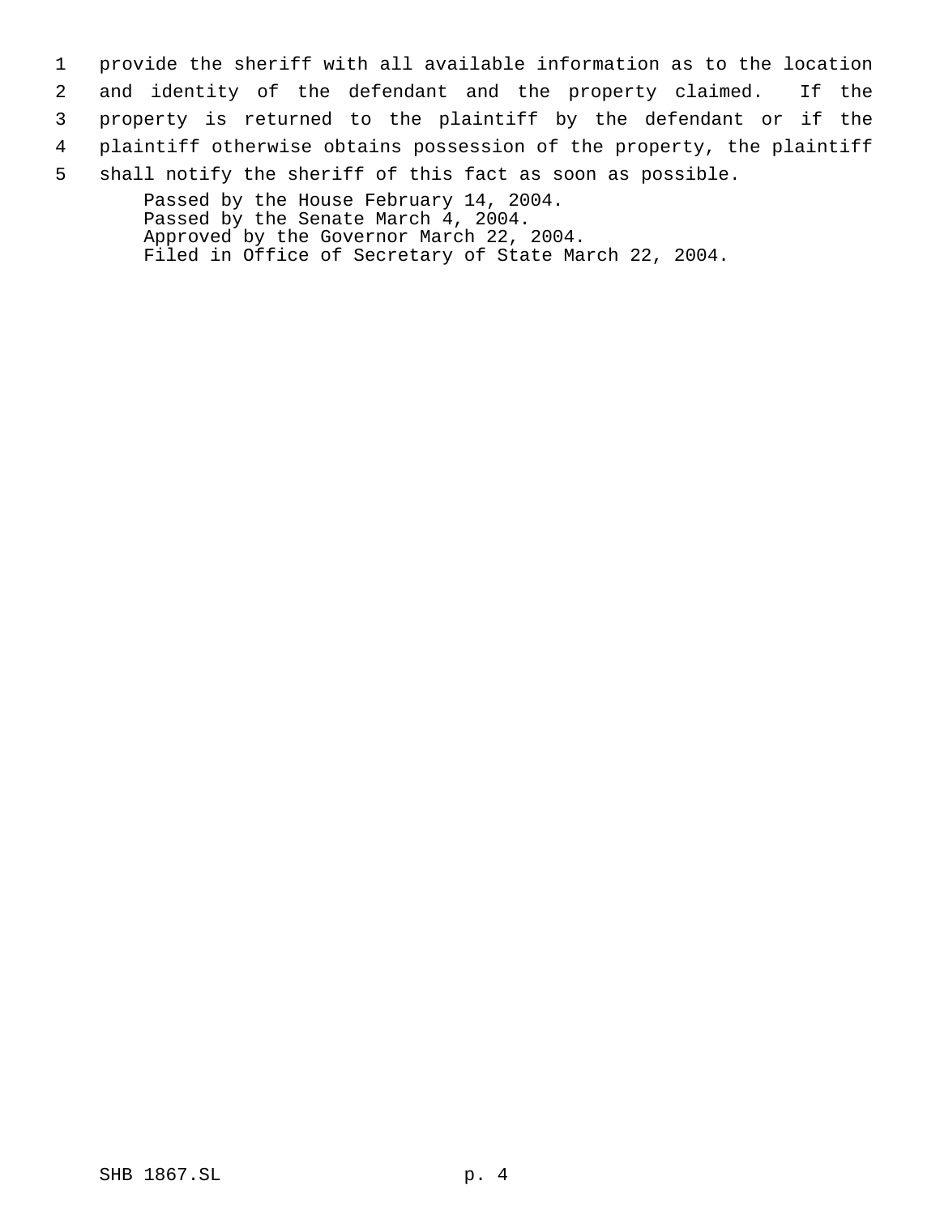provide the sheriff with all available information as to the location and identity of the defendant and the property claimed. If the property is returned to the plaintiff by the defendant or if the plaintiff otherwise obtains possession of the property, the plaintiff shall notify the sheriff of this fact as soon as possible.

Passed by the House February 14, 2004.
Passed by the Senate March 4, 2004.
Approved by the Governor March 22, 2004.
Filed in Office of Secretary of State March 22, 2004.